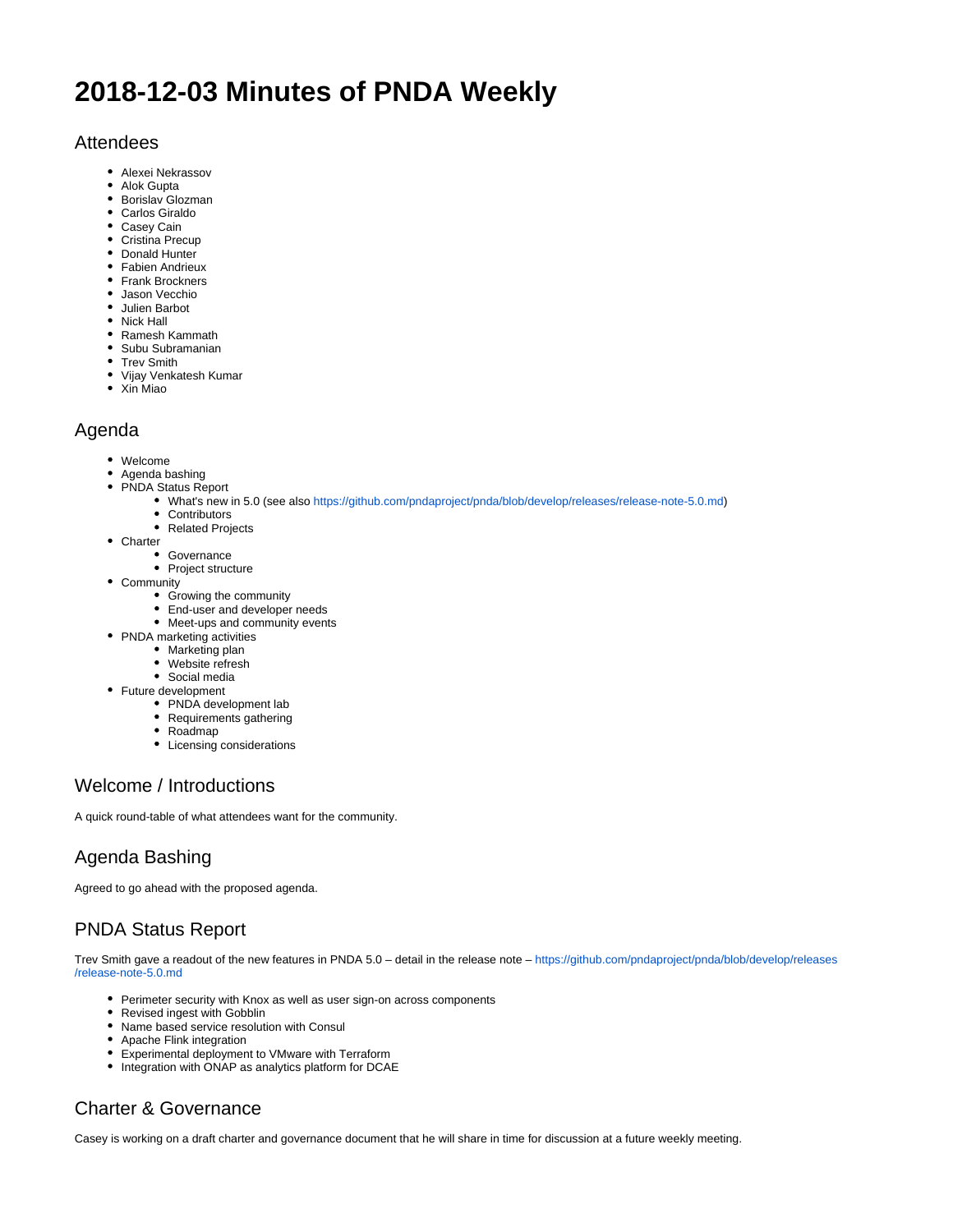# 2018-12-03 Minutes of PNDA Weekly

## Attendees

- Alexei Nekrassov
- Alok Gupta
- Borislav Glozman
- Carlos Giraldo
- Casey Cain
- Cristina Precup
- Donald Hunter
- Fabien Andrieux
- Frank Brockners
- Jason Vecchio
- Julien Barbot
- Nick Hall
- Ramesh Kammath
- Subu Subramanian
- Trev Smith
- Vijay Venkatesh Kumar
- Xin Miao

## Agenda

- Welcome
- Agenda bashing
- PNDA Status Report
  - What's new in 5.0 (see also https://github.com/pndaproject/pnda/blob/develop/releases/release-note-5.0.md)
  - Contributors
  - Related Projects
- Charter
  - Governance
  - Project structure
- Community
  - Growing the community
  - End-user and developer needs
  - Meet-ups and community events
- PNDA marketing activities
  - Marketing plan
  - Website refresh
  - Social media
- Future development
  - PNDA development lab
  - Requirements gathering
  - Roadmap
  - Licensing considerations

## Welcome / Introductions

A quick round-table of what attendees want for the community.

## Agenda Bashing

Agreed to go ahead with the proposed agenda.

## PNDA Status Report

Trev Smith gave a readout of the new features in PNDA 5.0 – detail in the release note – https://github.com/pndaproject/pnda/blob/develop/releases/release-note-5.0.md

- Perimeter security with Knox as well as user sign-on across components
- Revised ingest with Gobblin
- Name based service resolution with Consul
- Apache Flink integration
- Experimental deployment to VMware with Terraform
- Integration with ONAP as analytics platform for DCAE

## Charter & Governance

Casey is working on a draft charter and governance document that he will share in time for discussion at a future weekly meeting.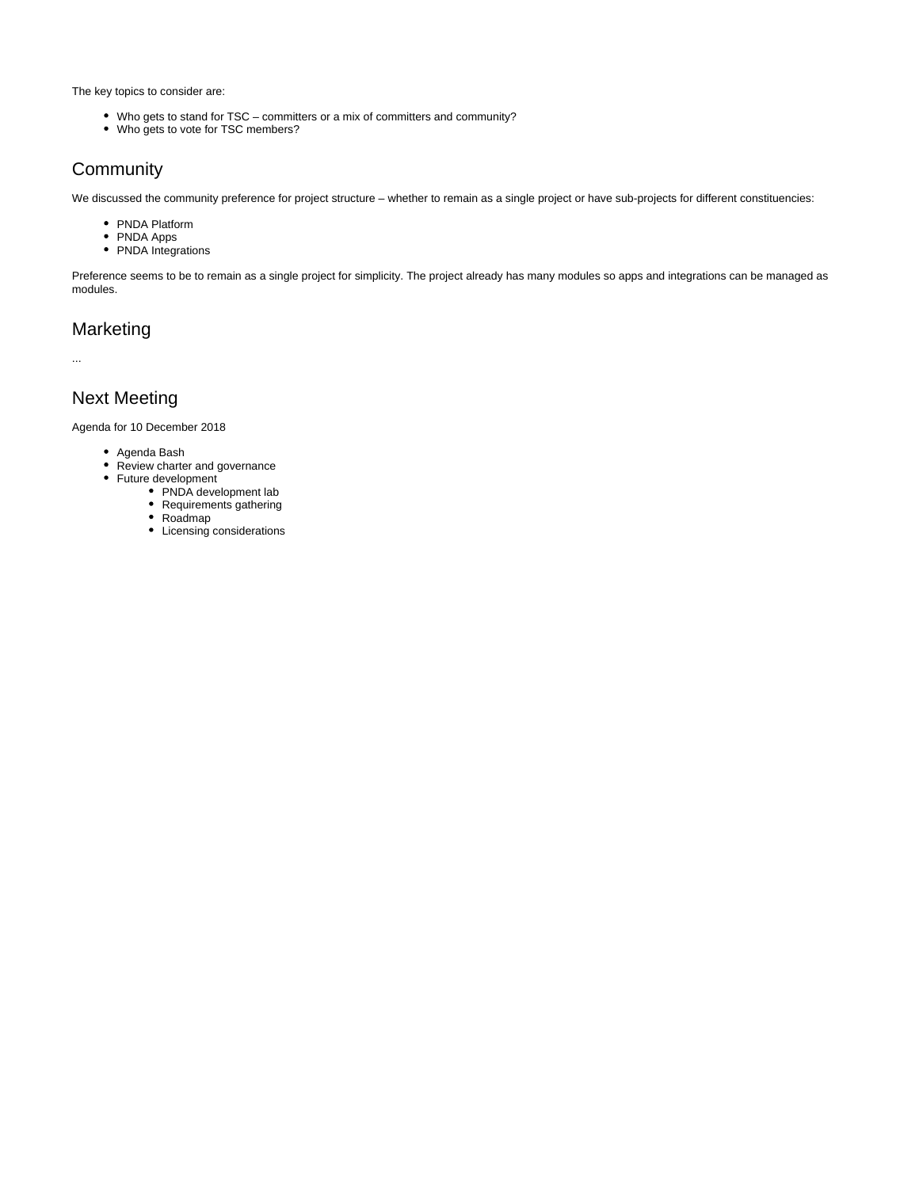The key topics to consider are:

- Who gets to stand for TSC – committers or a mix of committers and community?
- Who gets to vote for TSC members?

## Community

We discussed the community preference for project structure – whether to remain as a single project or have sub-projects for different constituencies:

- PNDA Platform
- PNDA Apps
- PNDA Integrations

Preference seems to be to remain as a single project for simplicity. The project already has many modules so apps and integrations can be managed as modules.

## Marketing

...

## Next Meeting

Agenda for 10 December 2018

- Agenda Bash
- Review charter and governance
- Future development
    - PNDA development lab
    - Requirements gathering
    - Roadmap
    - Licensing considerations